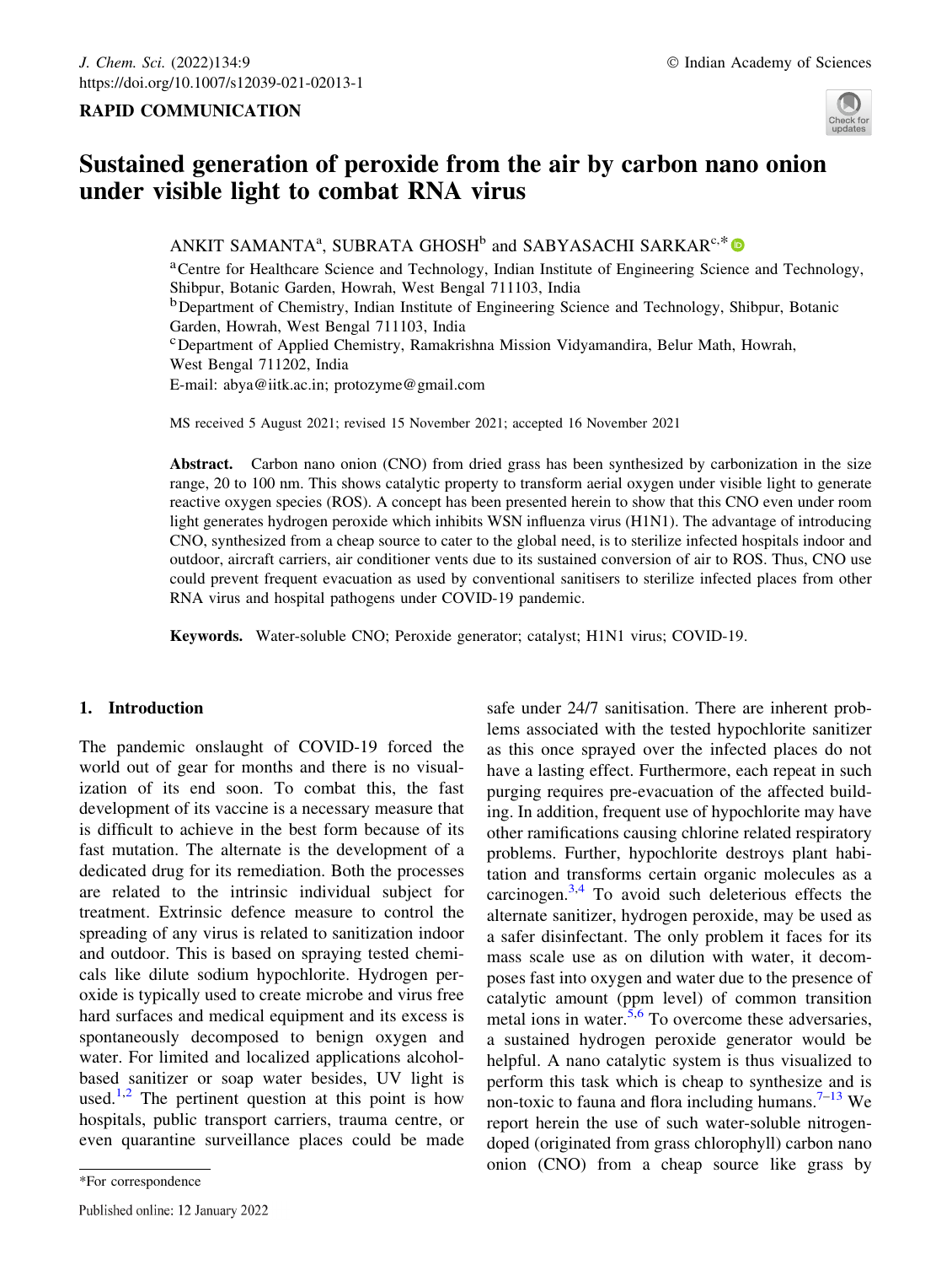RAPID COMMUNICATION

# Sustained generation of peroxide from the air by carbon nano onion under visible light to combat RNA virus

ANKIT SAMANTA[a], SUBRATA GHOSH[b] and SABYASACHI SARKAR[c,*]

[a]Centre for Healthcare Science and Technology, Indian Institute of Engineering Science and Technology, Shibpur, Botanic Garden, Howrah, West Bengal 711103, India

[b]Department of Chemistry, Indian Institute of Engineering Science and Technology, Shibpur, Botanic Garden, Howrah, West Bengal 711103, India

[c]Department of Applied Chemistry, Ramakrishna Mission Vidyamandira, Belur Math, Howrah, West Bengal 711202, India

E-mail: abya@iitk.ac.in; protozyme@gmail.com

MS received 5 August 2021; revised 15 November 2021; accepted 16 November 2021

**Abstract.** Carbon nano onion (CNO) from dried grass has been synthesized by carbonization in the size range, 20 to 100 nm. This shows catalytic property to transform aerial oxygen under visible light to generate reactive oxygen species (ROS). A concept has been presented herein to show that this CNO even under room light generates hydrogen peroxide which inhibits WSN influenza virus (H1N1). The advantage of introducing CNO, synthesized from a cheap source to cater to the global need, is to sterilize infected hospitals indoor and outdoor, aircraft carriers, air conditioner vents due to its sustained conversion of air to ROS. Thus, CNO use could prevent frequent evacuation as used by conventional sanitisers to sterilize infected places from other RNA virus and hospital pathogens under COVID-19 pandemic.

**Keywords.** Water-soluble CNO; Peroxide generator; catalyst; H1N1 virus; COVID-19.

## 1. Introduction

The pandemic onslaught of COVID-19 forced the world out of gear for months and there is no visualization of its end soon. To combat this, the fast development of its vaccine is a necessary measure that is difficult to achieve in the best form because of its fast mutation. The alternate is the development of a dedicated drug for its remediation. Both the processes are related to the intrinsic individual subject for treatment. Extrinsic defence measure to control the spreading of any virus is related to sanitization indoor and outdoor. This is based on spraying tested chemicals like dilute sodium hypochlorite. Hydrogen peroxide is typically used to create microbe and virus free hard surfaces and medical equipment and its excess is spontaneously decomposed to benign oxygen and water. For limited and localized applications alcohol-based sanitizer or soap water besides, UV light is used.[1,2] The pertinent question at this point is how hospitals, public transport carriers, trauma centre, or even quarantine surveillance places could be made safe under 24/7 sanitisation. There are inherent problems associated with the tested hypochlorite sanitizer as this once sprayed over the infected places do not have a lasting effect. Furthermore, each repeat in such purging requires pre-evacuation of the affected building. In addition, frequent use of hypochlorite may have other ramifications causing chlorine related respiratory problems. Further, hypochlorite destroys plant habitation and transforms certain organic molecules as a carcinogen.[3,4] To avoid such deleterious effects the alternate sanitizer, hydrogen peroxide, may be used as a safer disinfectant. The only problem it faces for its mass scale use as on dilution with water, it decomposes fast into oxygen and water due to the presence of catalytic amount (ppm level) of common transition metal ions in water.[5,6] To overcome these adversaries, a sustained hydrogen peroxide generator would be helpful. A nano catalytic system is thus visualized to perform this task which is cheap to synthesize and is non-toxic to fauna and flora including humans.[7–13] We report herein the use of such water-soluble nitrogen-doped (originated from grass chlorophyll) carbon nano onion (CNO) from a cheap source like grass by

*For correspondence

Published online: 12 January 2022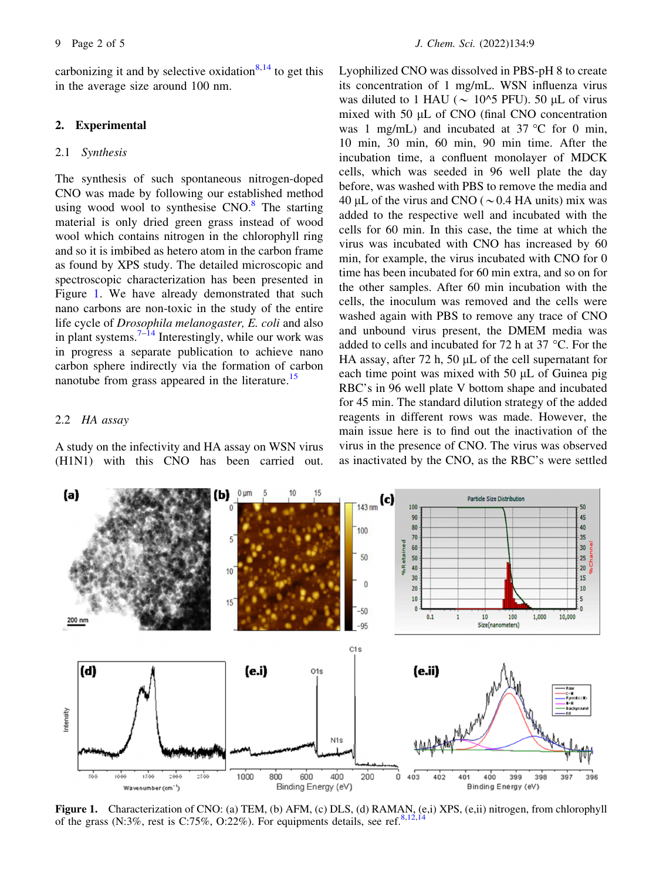carbonizing it and by selective oxidation[8,14] to get this in the average size around 100 nm.

## 2. Experimental

### 2.1 *Synthesis*

The synthesis of such spontaneous nitrogen-doped CNO was made by following our established method using wood wool to synthesise CNO.[8] The starting material is only dried green grass instead of wood wool which contains nitrogen in the chlorophyll ring and so it is imbibed as hetero atom in the carbon frame as found by XPS study. The detailed microscopic and spectroscopic characterization has been presented in Figure 1. We have already demonstrated that such nano carbons are non-toxic in the study of the entire life cycle of *Drosophila melanogaster, E. coli* and also in plant systems.[7–14] Interestingly, while our work was in progress a separate publication to achieve nano carbon sphere indirectly via the formation of carbon nanotube from grass appeared in the literature.[15]

### 2.2 *HA assay*

A study on the infectivity and HA assay on WSN virus (H1N1) with this CNO has been carried out. Lyophilized CNO was dissolved in PBS-pH 8 to create its concentration of 1 mg/mL. WSN influenza virus was diluted to 1 HAU ($\sim$ 10^5 PFU). 50 µL of virus mixed with 50 µL of CNO (final CNO concentration was 1 mg/mL) and incubated at 37 °C for 0 min, 10 min, 30 min, 60 min, 90 min time. After the incubation time, a confluent monolayer of MDCK cells, which was seeded in 96 well plate the day before, was washed with PBS to remove the media and 40 µL of the virus and CNO ($\sim$0.4 HA units) mix was added to the respective well and incubated with the cells for 60 min. In this case, the time at which the virus was incubated with CNO has increased by 60 min, for example, the virus incubated with CNO for 0 time has been incubated for 60 min extra, and so on for the other samples. After 60 min incubation with the cells, the inoculum was removed and the cells were washed again with PBS to remove any trace of CNO and unbound virus present, the DMEM media was added to cells and incubated for 72 h at 37 °C. For the HA assay, after 72 h, 50 µL of the cell supernatant for each time point was mixed with 50 µL of Guinea pig RBC's in 96 well plate V bottom shape and incubated for 45 min. The standard dilution strategy of the added reagents in different rows was made. However, the main issue here is to find out the inactivation of the virus in the presence of CNO. The virus was observed as inactivated by the CNO, as the RBC's were settled

**Figure 1.** Characterization of CNO: (a) TEM, (b) AFM, (c) DLS, (d) RAMAN, (e,i) XPS, (e,ii) nitrogen, from chlorophyll of the grass (N:3%, rest is C:75%, O:22%). For equipments details, see ref.[8,12,14]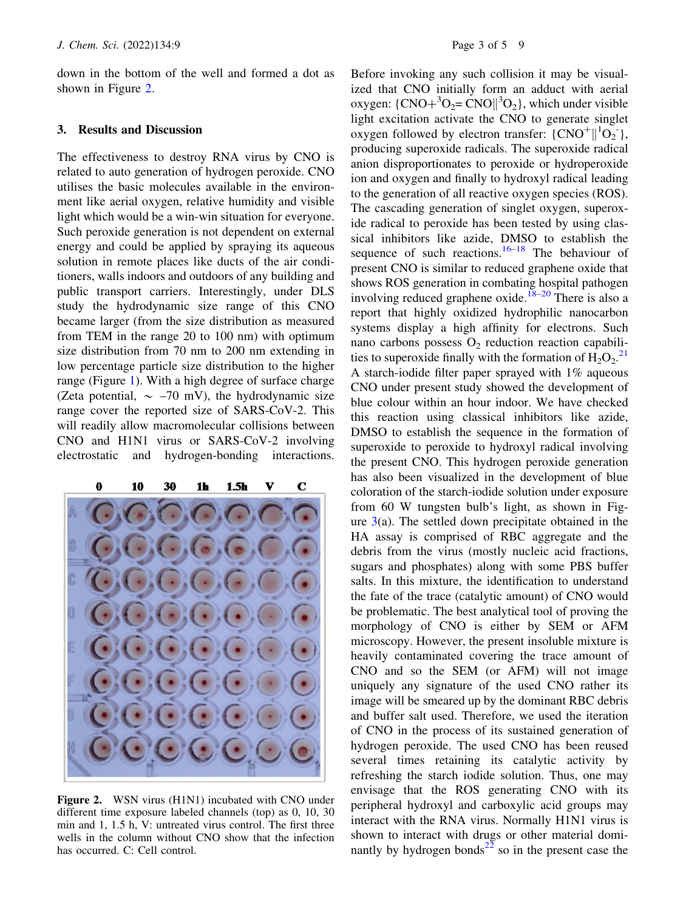down in the bottom of the well and formed a dot as shown in Figure 2.

## 3. Results and Discussion

The effectiveness to destroy RNA virus by CNO is related to auto generation of hydrogen peroxide. CNO utilises the basic molecules available in the environment like aerial oxygen, relative humidity and visible light which would be a win-win situation for everyone. Such peroxide generation is not dependent on external energy and could be applied by spraying its aqueous solution in remote places like ducts of the air conditioners, walls indoors and outdoors of any building and public transport carriers. Interestingly, under DLS study the hydrodynamic size range of this CNO became larger (from the size distribution as measured from TEM in the range 20 to 100 nm) with optimum size distribution from 70 nm to 200 nm extending in low percentage particle size distribution to the higher range (Figure 1). With a high degree of surface charge (Zeta potential, $\sim$ –70 mV), the hydrodynamic size range cover the reported size of SARS-CoV-2. This will readily allow macromolecular collisions between CNO and H1N1 virus or SARS-CoV-2 involving electrostatic and hydrogen-bonding interactions.

**Figure 2.** WSN virus (H1N1) incubated with CNO under different time exposure labeled channels (top) as 0, 10, 30 min and 1, 1.5 h, V: untreated virus control. The first three wells in the column without CNO show that the infection has occurred. C: Cell control.

Before invoking any such collision it may be visualized that CNO initially form an adduct with aerial oxygen: $\{CNO + {}^3O_2 = CNO \| {}^3O_2\}$, which under visible light excitation activate the CNO to generate singlet oxygen followed by electron transfer: $\{CNO^+ \| {}^1O_2^-\}$, producing superoxide radicals. The superoxide radical anion disproportionates to peroxide or hydroperoxide ion and oxygen and finally to hydroxyl radical leading to the generation of all reactive oxygen species (ROS). The cascading generation of singlet oxygen, superoxide radical to peroxide has been tested by using classical inhibitors like azide, DMSO to establish the sequence of such reactions.[16–18] The behaviour of present CNO is similar to reduced graphene oxide that shows ROS generation in combating hospital pathogen involving reduced graphene oxide.[18–20] There is also a report that highly oxidized hydrophilic nanocarbon systems display a high affinity for electrons. Such nano carbons possess $O_2$ reduction reaction capabilities to superoxide finally with the formation of $H_2O_2$.[21] A starch-iodide filter paper sprayed with 1% aqueous CNO under present study showed the development of blue colour within an hour indoor. We have checked this reaction using classical inhibitors like azide, DMSO to establish the sequence in the formation of superoxide to peroxide to hydroxyl radical involving the present CNO. This hydrogen peroxide generation has also been visualized in the development of blue coloration of the starch-iodide solution under exposure from 60 W tungsten bulb's light, as shown in Figure 3(a). The settled down precipitate obtained in the HA assay is comprised of RBC aggregate and the debris from the virus (mostly nucleic acid fractions, sugars and phosphates) along with some PBS buffer salts. In this mixture, the identification to understand the fate of the trace (catalytic amount) of CNO would be problematic. The best analytical tool of proving the morphology of CNO is either by SEM or AFM microscopy. However, the present insoluble mixture is heavily contaminated covering the trace amount of CNO and so the SEM (or AFM) will not image uniquely any signature of the used CNO rather its image will be smeared up by the dominant RBC debris and buffer salt used. Therefore, we used the iteration of CNO in the process of its sustained generation of hydrogen peroxide. The used CNO has been reused several times retaining its catalytic activity by refreshing the starch iodide solution. Thus, one may envisage that the ROS generating CNO with its peripheral hydroxyl and carboxylic acid groups may interact with the RNA virus. Normally H1N1 virus is shown to interact with drugs or other material dominantly by hydrogen bonds[22] so in the present case the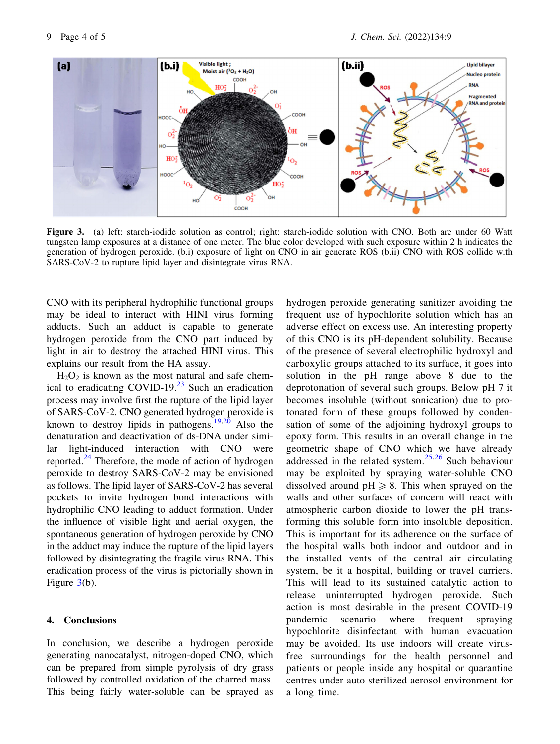**Figure 3.** (a) left: starch-iodide solution as control; right: starch-iodide solution with CNO. Both are under 60 Watt tungsten lamp exposures at a distance of one meter. The blue color developed with such exposure within 2 h indicates the generation of hydrogen peroxide. (b.i) exposure of light on CNO in air generate ROS (b.ii) CNO with ROS collide with SARS-CoV-2 to rupture lipid layer and disintegrate virus RNA.

CNO with its peripheral hydrophilic functional groups may be ideal to interact with HINI virus forming adducts. Such an adduct is capable to generate hydrogen peroxide from the CNO part induced by light in air to destroy the attached HINI virus. This explains our result from the HA assay.

$H_2O_2$ is known as the most natural and safe chemical to eradicating COVID-19.[23] Such an eradication process may involve first the rupture of the lipid layer of SARS-CoV-2. CNO generated hydrogen peroxide is known to destroy lipids in pathogens.[19,20] Also the denaturation and deactivation of ds-DNA under similar light-induced interaction with CNO were reported.[24] Therefore, the mode of action of hydrogen peroxide to destroy SARS-CoV-2 may be envisioned as follows. The lipid layer of SARS-CoV-2 has several pockets to invite hydrogen bond interactions with hydrophilic CNO leading to adduct formation. Under the influence of visible light and aerial oxygen, the spontaneous generation of hydrogen peroxide by CNO in the adduct may induce the rupture of the lipid layers followed by disintegrating the fragile virus RNA. This eradication process of the virus is pictorially shown in Figure 3(b).

## 4. Conclusions

In conclusion, we describe a hydrogen peroxide generating nanocatalyst, nitrogen-doped CNO, which can be prepared from simple pyrolysis of dry grass followed by controlled oxidation of the charred mass. This being fairly water-soluble can be sprayed as hydrogen peroxide generating sanitizer avoiding the frequent use of hypochlorite solution which has an adverse effect on excess use. An interesting property of this CNO is its pH-dependent solubility. Because of the presence of several electrophilic hydroxyl and carboxylic groups attached to its surface, it goes into solution in the pH range above 8 due to the deprotonation of several such groups. Below pH 7 it becomes insoluble (without sonication) due to protonated form of these groups followed by condensation of some of the adjoining hydroxyl groups to epoxy form. This results in an overall change in the geometric shape of CNO which we have already addressed in the related system.[25,26] Such behaviour may be exploited by spraying water-soluble CNO dissolved around pH $\geqslant$ 8. This when sprayed on the walls and other surfaces of concern will react with atmospheric carbon dioxide to lower the pH transforming this soluble form into insoluble deposition. This is important for its adherence on the surface of the hospital walls both indoor and outdoor and in the installed vents of the central air circulating system, be it a hospital, building or travel carriers. This will lead to its sustained catalytic action to release uninterrupted hydrogen peroxide. Such action is most desirable in the present COVID-19 pandemic scenario where frequent spraying hypochlorite disinfectant with human evacuation may be avoided. Its use indoors will create virus-free surroundings for the health personnel and patients or people inside any hospital or quarantine centres under auto sterilized aerosol environment for a long time.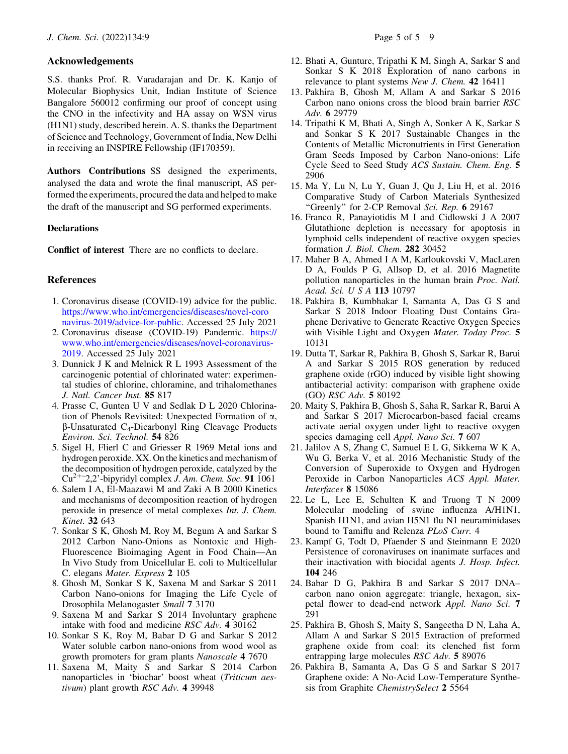## Acknowledgements

S.S. thanks Prof. R. Varadarajan and Dr. K. Kanjo of Molecular Biophysics Unit, Indian Institute of Science Bangalore 560012 confirming our proof of concept using the CNO in the infectivity and HA assay on WSN virus (H1N1) study, described herein. A. S. thanks the Department of Science and Technology, Government of India, New Delhi in receiving an INSPIRE Fellowship (IF170359).

**Authors Contributions** SS designed the experiments, analysed the data and wrote the final manuscript, AS performed the experiments, procured the data and helped to make the draft of the manuscript and SG performed experiments.

### Declarations

**Conflict of interest** There are no conflicts to declare.

## References

1. Coronavirus disease (COVID-19) advice for the public. https://www.who.int/emergencies/diseases/novel-coronavirus-2019/advice-for-public. Accessed 25 July 2021
2. Coronavirus disease (COVID-19) Pandemic. https://www.who.int/emergencies/diseases/novel-coronavirus-2019. Accessed 25 July 2021
3. Dunnick J K and Melnick R L 1993 Assessment of the carcinogenic potential of chlorinated water: experimental studies of chlorine, chloramine, and trihalomethanes *J. Natl. Cancer Inst.* **85** 817
4. Prasse C, Gunten U V and Sedlak D L 2020 Chlorination of Phenols Revisited: Unexpected Formation of α, β-Unsaturated $C_4$-Dicarbonyl Ring Cleavage Products *Environ. Sci. Technol.* **54** 826
5. Sigel H, Flierl C and Griesser R 1969 Metal ions and hydrogen peroxide. XX. On the kinetics and mechanism of the decomposition of hydrogen peroxide, catalyzed by the $Cu^{2+}$–2,2'-bipyridyl complex *J. Am. Chem. Soc.* **91** 1061
6. Salem I A, El-Maazawi M and Zaki A B 2000 Kinetics and mechanisms of decomposition reaction of hydrogen peroxide in presence of metal complexes *Int. J. Chem. Kinet.* **32** 643
7. Sonkar S K, Ghosh M, Roy M, Begum A and Sarkar S 2012 Carbon Nano-Onions as Nontoxic and High-Fluorescence Bioimaging Agent in Food Chain—An In Vivo Study from Unicellular E. coli to Multicellular C. elegans *Mater. Express* **2** 105
8. Ghosh M, Sonkar S K, Saxena M and Sarkar S 2011 Carbon Nano-onions for Imaging the Life Cycle of Drosophila Melanogaster *Small* **7** 3170
9. Saxena M and Sarkar S 2014 Involuntary graphene intake with food and medicine *RSC Adv.* **4** 30162
10. Sonkar S K, Roy M, Babar D G and Sarkar S 2012 Water soluble carbon nano-onions from wood wool as growth promoters for gram plants *Nanoscale* **4** 7670
11. Saxena M, Maity S and Sarkar S 2014 Carbon nanoparticles in 'biochar' boost wheat (*Triticum aestivum*) plant growth *RSC Adv.* **4** 39948
12. Bhati A, Gunture, Tripathi K M, Singh A, Sarkar S and Sonkar S K 2018 Exploration of nano carbons in relevance to plant systems *New J. Chem.* **42** 16411
13. Pakhira B, Ghosh M, Allam A and Sarkar S 2016 Carbon nano onions cross the blood brain barrier *RSC Adv.* **6** 29779
14. Tripathi K M, Bhati A, Singh A, Sonker A K, Sarkar S and Sonkar S K 2017 Sustainable Changes in the Contents of Metallic Micronutrients in First Generation Gram Seeds Imposed by Carbon Nano-onions: Life Cycle Seed to Seed Study *ACS Sustain. Chem. Eng.* **5** 2906
15. Ma Y, Lu N, Lu Y, Guan J, Qu J, Liu H, et al. 2016 Comparative Study of Carbon Materials Synthesized "Greenly" for 2-CP Removal *Sci. Rep.* **6** 29167
16. Franco R, Panayiotidis M I and Cidlowski J A 2007 Glutathione depletion is necessary for apoptosis in lymphoid cells independent of reactive oxygen species formation *J. Biol. Chem.* **282** 30452
17. Maher B A, Ahmed I A M, Karloukovski V, MacLaren D A, Foulds P G, Allsop D, et al. 2016 Magnetite pollution nanoparticles in the human brain *Proc. Natl. Acad. Sci. U S A* **113** 10797
18. Pakhira B, Kumbhakar I, Samanta A, Das G S and Sarkar S 2018 Indoor Floating Dust Contains Graphene Derivative to Generate Reactive Oxygen Species with Visible Light and Oxygen *Mater. Today Proc.* **5** 10131
19. Dutta T, Sarkar R, Pakhira B, Ghosh S, Sarkar R, Barui A and Sarkar S 2015 ROS generation by reduced graphene oxide (rGO) induced by visible light showing antibacterial activity: comparison with graphene oxide (GO) *RSC Adv.* **5** 80192
20. Maity S, Pakhira B, Ghosh S, Saha R, Sarkar R, Barui A and Sarkar S 2017 Microcarbon-based facial creams activate aerial oxygen under light to reactive oxygen species damaging cell *Appl. Nano Sci.* **7** 607
21. Jalilov A S, Zhang C, Samuel E L G, Sikkema W K A, Wu G, Berka V, et al. 2016 Mechanistic Study of the Conversion of Superoxide to Oxygen and Hydrogen Peroxide in Carbon Nanoparticles *ACS Appl. Mater. Interfaces* **8** 15086
22. Le L, Lee E, Schulten K and Truong T N 2009 Molecular modeling of swine influenza A/H1N1, Spanish H1N1, and avian H5N1 flu N1 neuraminidases bound to Tamiflu and Relenza *PLoS Curr.* 4
23. Kampf G, Todt D, Pfaender S and Steinmann E 2020 Persistence of coronaviruses on inanimate surfaces and their inactivation with biocidal agents *J. Hosp. Infect.* **104** 246
24. Babar D G, Pakhira B and Sarkar S 2017 DNA–carbon nano onion aggregate: triangle, hexagon, six-petal flower to dead-end network *Appl. Nano Sci.* **7** 291
25. Pakhira B, Ghosh S, Maity S, Sangeetha D N, Laha A, Allam A and Sarkar S 2015 Extraction of preformed graphene oxide from coal: its clenched fist form entrapping large molecules *RSC Adv.* **5** 89076
26. Pakhira B, Samanta A, Das G S and Sarkar S 2017 Graphene oxide: A No-Acid Low-Temperature Synthesis from Graphite *ChemistrySelect* **2** 5564